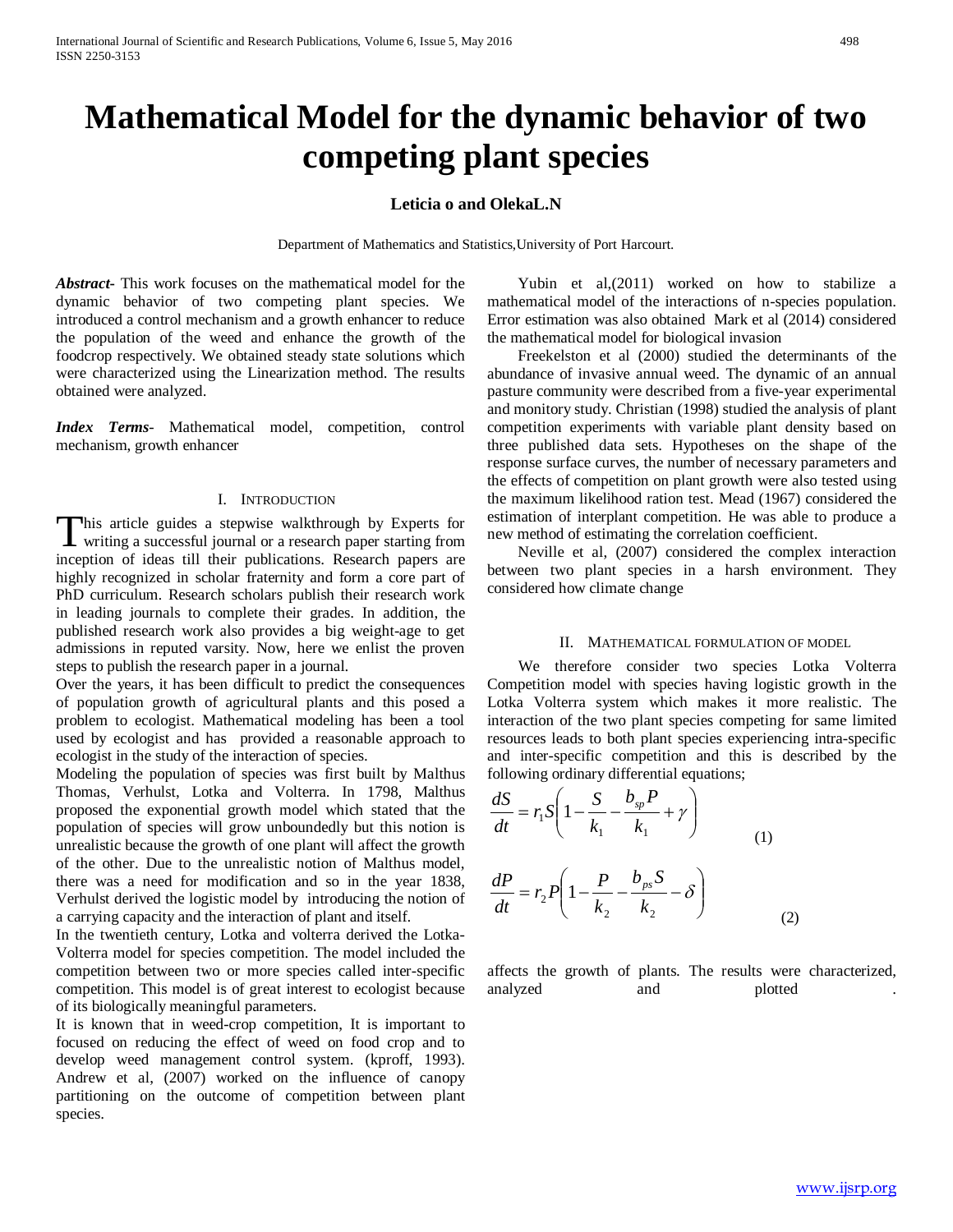# Mathematical Model for the dynamic behavior of two competing plant species

**Leticia o and OlekaL.N**

Department of Mathematics and Statistics,University of Port Harcourt.

***Abstract-*** This work focuses on the mathematical model for the dynamic behavior of two competing plant species. We introduced a control mechanism and a growth enhancer to reduce the population of the weed and enhance the growth of the foodcrop respectively. We obtained steady state solutions which were characterized using the Linearization method. The results obtained were analyzed.

***Index Terms-*** Mathematical model, competition, control mechanism, growth enhancer

## I. Introduction

This article guides a stepwise walkthrough by Experts for writing a successful journal or a research paper starting from inception of ideas till their publications. Research papers are highly recognized in scholar fraternity and form a core part of PhD curriculum. Research scholars publish their research work in leading journals to complete their grades. In addition, the published research work also provides a big weight-age to get admissions in reputed varsity. Now, here we enlist the proven steps to publish the research paper in a journal.

Over the years, it has been difficult to predict the consequences of population growth of agricultural plants and this posed a problem to ecologist. Mathematical modeling has been a tool used by ecologist and has provided a reasonable approach to ecologist in the study of the interaction of species.

Modeling the population of species was first built by Malthus Thomas, Verhulst, Lotka and Volterra. In 1798, Malthus proposed the exponential growth model which stated that the population of species will grow unboundedly but this notion is unrealistic because the growth of one plant will affect the growth of the other. Due to the unrealistic notion of Malthus model, there was a need for modification and so in the year 1838, Verhulst derived the logistic model by introducing the notion of a carrying capacity and the interaction of plant and itself.

In the twentieth century, Lotka and volterra derived the Lotka-Volterra model for species competition. The model included the competition between two or more species called inter-specific competition. This model is of great interest to ecologist because of its biologically meaningful parameters.

It is known that in weed-crop competition, It is important to focused on reducing the effect of weed on food crop and to develop weed management control system. (kproff, 1993). Andrew et al, (2007) worked on the influence of canopy partitioning on the outcome of competition between plant species.

Yubin et al,(2011) worked on how to stabilize a mathematical model of the interactions of n-species population. Error estimation was also obtained Mark et al (2014) considered the mathematical model for biological invasion

Freekelston et al (2000) studied the determinants of the abundance of invasive annual weed. The dynamic of an annual pasture community were described from a five-year experimental and monitory study. Christian (1998) studied the analysis of plant competition experiments with variable plant density based on three published data sets. Hypotheses on the shape of the response surface curves, the number of necessary parameters and the effects of competition on plant growth were also tested using the maximum likelihood ration test. Mead (1967) considered the estimation of interplant competition. He was able to produce a new method of estimating the correlation coefficient.

Neville et al, (2007) considered the complex interaction between two plant species in a harsh environment. They considered how climate change affects the growth of plants. The results were characterized, analyzed and plotted .

## II. Mathematical formulation of model

We therefore consider two species Lotka Volterra Competition model with species having logistic growth in the Lotka Volterra system which makes it more realistic. The interaction of the two plant species competing for same limited resources leads to both plant species experiencing intra-specific and inter-specific competition and this is described by the following ordinary differential equations;

$$\frac{dS}{dt} = r_1 S\left(1 - \frac{S}{k_1} - \frac{b_{sp}P}{k_1} + \gamma\right) \tag{1}$$

$$\frac{dP}{dt} = r_2 P\left(1 - \frac{P}{k_2} - \frac{b_{ps}S}{k_2} - \delta\right) \tag{2}$$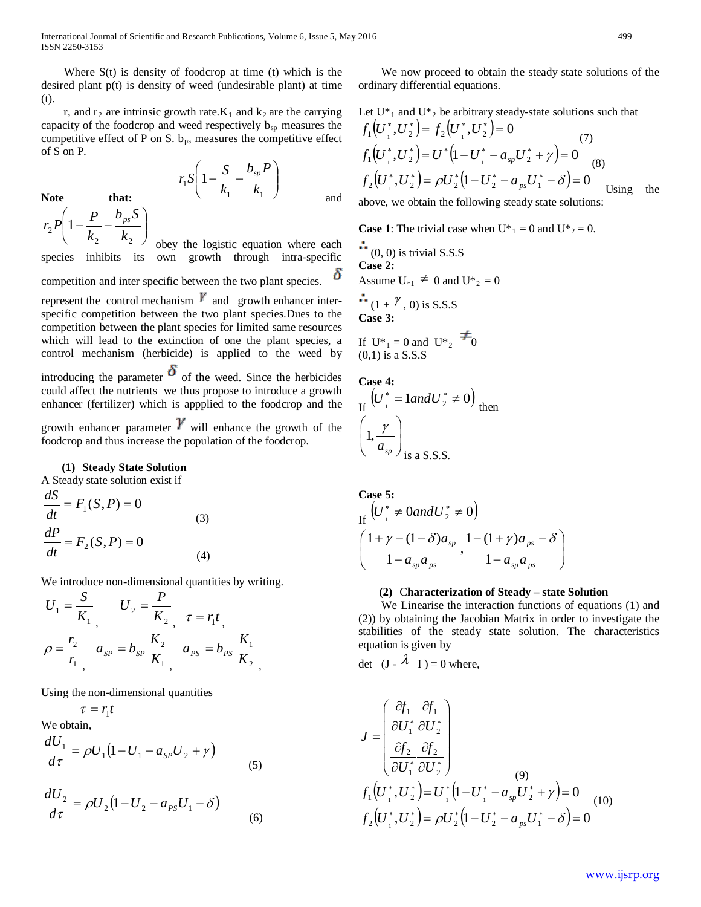Where S(t) is density of foodcrop at time (t) which is the desired plant p(t) is density of weed (undesirable plant) at time (t).

r, and $r_2$ are intrinsic growth rate. $K_1$ and $k_2$ are the carrying capacity of the foodcrop and weed respectively $b_{sp}$ measures the competitive effect of P on S. $b_{ps}$ measures the competitive effect of S on P.

**Note that:** $r_1 S\left(1-\frac{S}{k_1}-\frac{b_{sp}P}{k_1}\right)$ and $r_2 P\left(1-\frac{P}{k_2}-\frac{b_{ps}S}{k_2}\right)$ obey the logistic equation where each species inhibits its own growth through intra-specific competition and inter specific between the two plant species. $\delta$ represent the control mechanism $\gamma$ and growth enhancer inter-specific competition between the two plant species.Dues to the competition between the plant species for limited same resources which will lead to the extinction of one the plant species, a control mechanism (herbicide) is applied to the weed by introducing the parameter $\delta$ of the weed. Since the herbicides could affect the nutrients we thus propose to introduce a growth enhancer (fertilizer) which is appplied to the foodcrop and the growth enhancer parameter $\gamma$ will enhance the growth of the foodcrop and thus increase the population of the foodcrop.

## (1) Steady State Solution

A Steady state solution exist if

$$\frac{dS}{dt} = F_1(S,P) = 0 \tag{3}$$

$$\frac{dP}{dt} = F_2(S,P) = 0 \tag{4}$$

We introduce non-dimensional quantities by writing.

$$U_1 = \frac{S}{K_1}, \quad U_2 = \frac{P}{K_2}, \quad \tau = r_1 t,$$

$$\rho = \frac{r_2}{r_1}, \quad a_{SP} = b_{SP}\frac{K_2}{K_1}, \quad a_{PS} = b_{PS}\frac{K_1}{K_2},$$

Using the non-dimensional quantities

$$\tau = r_1 t$$

We obtain,

$$\frac{dU_1}{d\tau} = \rho U_1\left(1 - U_1 - a_{SP}U_2 + \gamma\right) \tag{5}$$

$$\frac{dU_2}{d\tau} = \rho U_2\left(1 - U_2 - a_{PS}U_1 - \delta\right) \tag{6}$$

We now proceed to obtain the steady state solutions of the ordinary differential equations.

Let $U^*_1$ and $U^*_2$ be arbitrary steady-state solutions such that

$$f_1\left(U_1^*, U_2^*\right) = f_2\left(U_1^*, U_2^*\right) = 0 \tag{7}$$

$$f_1\left(U_1^*, U_2^*\right) = U_1^*\left(1 - U_1^* - a_{sp}U_2^* + \gamma\right) = 0$$
$$f_2\left(U_1^*, U_2^*\right) = \rho U_2^*\left(1 - U_2^* - a_{ps}U_1^* - \delta\right) = 0 \tag{8}$$

Using the above, we obtain the following steady state solutions:

**Case 1**: The trivial case when $U^*_1 = 0$ and $U^*_2 = 0$.

$\therefore$ (0, 0) is trivial S.S.S

**Case 2:**

Assume $U_{*1} \neq 0$ and $U^*_2 = 0$

$\therefore$ $(1 + \gamma, 0)$ is S.S.S

**Case 3:**

If $U^*_1 = 0$ and $U^*_2 \neq 0$

(0,1) is a S.S.S

**Case 4:**

If $\left(U_1^* = 1 and U_2^* \neq 0\right)$ then

$\left(1, \frac{\gamma}{a_{sp}}\right)$ is a S.S.S.

**Case 5:**

If $\left(U_1^* \neq 0 and U_2^* \neq 0\right)$

$$\left(\frac{1+\gamma-(1-\delta)a_{sp}}{1-a_{sp}a_{ps}}, \frac{1-(1+\gamma)a_{ps}-\delta}{1-a_{sp}a_{ps}}\right)$$

## (2) Characterization of Steady – state Solution

We Linearise the interaction functions of equations (1) and (2)) by obtaining the Jacobian Matrix in order to investigate the stabilities of the steady state solution. The characteristics equation is given by

det $(J - \lambda I) = 0$ where,

$$J = \begin{pmatrix} \frac{\partial f_1}{\partial U_1^*} & \frac{\partial f_1}{\partial U_2^*} \\ \frac{\partial f_2}{\partial U_1^*} & \frac{\partial f_2}{\partial U_2^*} \end{pmatrix} \tag{9}$$

$$f_1\left(U_1^*, U_2^*\right) = U_1^*\left(1 - U_1^* - a_{sp}U_2^* + \gamma\right) = 0$$
$$f_2\left(U_1^*, U_2^*\right) = \rho U_2^*\left(1 - U_2^* - a_{ps}U_1^* - \delta\right) = 0 \tag{10}$$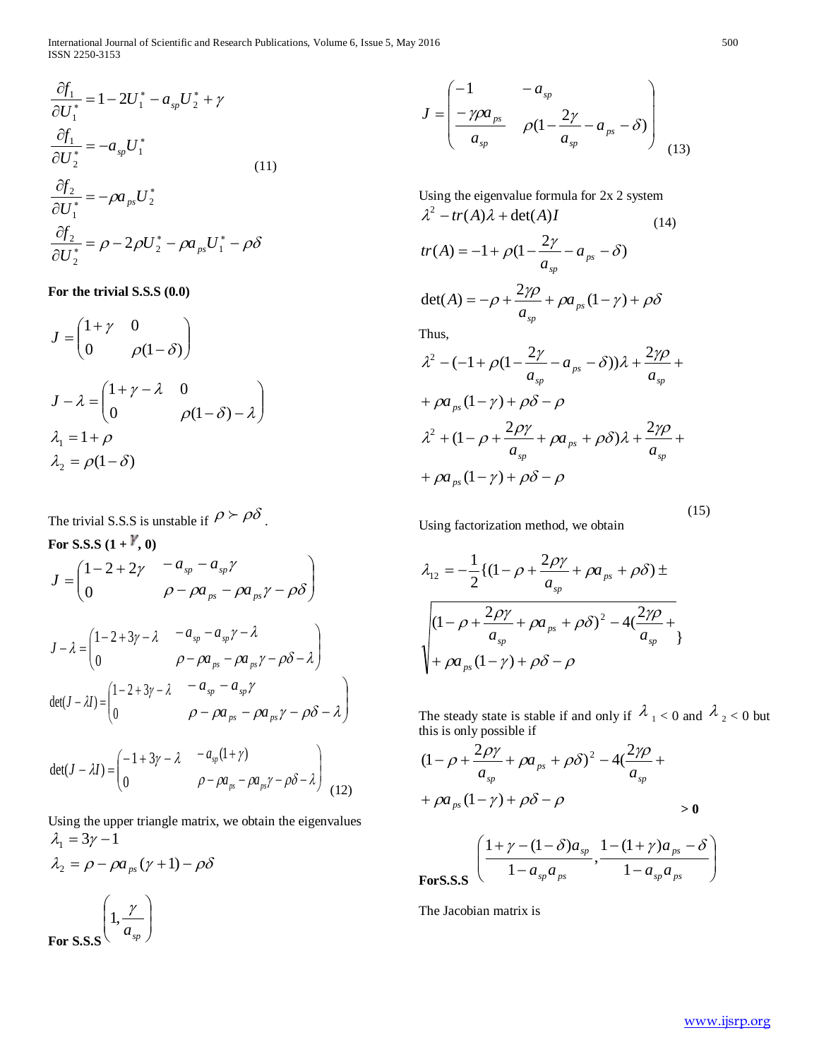$$\frac{\partial f_1}{\partial U_1^*} = 1 - 2U_1^* - a_{sp}U_2^* + \gamma$$

$$\frac{\partial f_1}{\partial U_2^*} = -a_{sp}U_1^* \tag{11}$$

$$\frac{\partial f_2}{\partial U_1^*} = -\rho a_{ps}U_2^*$$

$$\frac{\partial f_2}{\partial U_2^*} = \rho - 2\rho U_2^* - \rho a_{ps}U_1^* - \rho\delta$$

**For the trivial S.S.S (0.0)**

$$J = \begin{pmatrix} 1+\gamma & 0 \\ 0 & \rho(1-\delta) \end{pmatrix}$$

$$J - \lambda = \begin{pmatrix} 1+\gamma-\lambda & 0 \\ 0 & \rho(1-\delta)-\lambda \end{pmatrix}$$

$$\lambda_1 = 1 + \rho$$

$$\lambda_2 = \rho(1-\delta)$$

The trivial S.S.S is unstable if $\rho \succ \rho\delta$.

**For S.S.S (1 + $\gamma$, 0)**

$$J = \begin{pmatrix} 1-2+2\gamma & -a_{sp} - a_{sp}\gamma \\ 0 & \rho - \rho a_{ps} - \rho a_{ps}\gamma - \rho\delta \end{pmatrix}$$

$$J - \lambda = \begin{pmatrix} 1-2+3\gamma-\lambda & -a_{sp} - a_{sp}\gamma - \lambda \\ 0 & \rho - \rho a_{ps} - \rho a_{ps}\gamma - \rho\delta - \lambda \end{pmatrix}$$

$$\det(J - \lambda I) = \begin{pmatrix} 1-2+3\gamma-\lambda & -a_{sp} - a_{sp}\gamma \\ 0 & \rho - \rho a_{ps} - \rho a_{ps}\gamma - \rho\delta - \lambda \end{pmatrix}$$

$$\det(J - \lambda I) = \begin{pmatrix} -1+3\gamma-\lambda & -a_{sp}(1+\gamma) \\ 0 & \rho - \rho a_{ps} - \rho a_{ps}\gamma - \rho\delta - \lambda \end{pmatrix} \tag{12}$$

Using the upper triangle matrix, we obtain the eigenvalues

$$\lambda_1 = 3\gamma - 1$$

$$\lambda_2 = \rho - \rho a_{ps}(\gamma + 1) - \rho\delta$$

**For S.S.S** $\left(1, \dfrac{\gamma}{a_{sp}}\right)$

$$J = \begin{pmatrix} -1 & -a_{sp} \\ \dfrac{-\gamma\rho a_{ps}}{a_{sp}} & \rho(1 - \dfrac{2\gamma}{a_{sp}} - a_{ps} - \delta) \end{pmatrix} \tag{13}$$

Using the eigenvalue formula for 2x 2 system

$$\lambda^2 - tr(A)\lambda + \det(A)I \tag{14}$$

$$tr(A) = -1 + \rho(1 - \frac{2\gamma}{a_{sp}} - a_{ps} - \delta)$$

$$\det(A) = -\rho + \frac{2\gamma\rho}{a_{sp}} + \rho a_{ps}(1-\gamma) + \rho\delta$$

Thus,

$$\lambda^2 - (-1 + \rho(1 - \frac{2\gamma}{a_{sp}} - a_{ps} - \delta))\lambda + \frac{2\gamma\rho}{a_{sp}} +$$

$$+ \rho a_{ps}(1-\gamma) + \rho\delta - \rho$$

$$\lambda^2 + (1 - \rho + \frac{2\rho\gamma}{a_{sp}} + \rho a_{ps} + \rho\delta)\lambda + \frac{2\gamma\rho}{a_{sp}} +$$

$$+ \rho a_{ps}(1-\gamma) + \rho\delta - \rho \tag{15}$$

Using factorization method, we obtain

$$\lambda_{12} = -\frac{1}{2}\{(1 - \rho + \frac{2\rho\gamma}{a_{sp}} + \rho a_{ps} + \rho\delta) \pm \sqrt{(1 - \rho + \frac{2\rho\gamma}{a_{sp}} + \rho a_{ps} + \rho\delta)^2 - 4(\frac{2\gamma\rho}{a_{sp}} + \rho a_{ps}(1-\gamma) + \rho\delta - \rho}\}$$

The steady state is stable if and only if $\lambda_1 < 0$ and $\lambda_2 < 0$ but this is only possible if

$$(1 - \rho + \frac{2\rho\gamma}{a_{sp}} + \rho a_{ps} + \rho\delta)^2 - 4(\frac{2\gamma\rho}{a_{sp}} + \rho a_{ps}(1-\gamma) + \rho\delta - \rho > \mathbf{0}$$

**For S.S.S** $\left(\dfrac{1+\gamma-(1-\delta)a_{sp}}{1-a_{sp}a_{ps}}, \dfrac{1-(1+\gamma)a_{ps}-\delta}{1-a_{sp}a_{ps}}\right)$

The Jacobian matrix is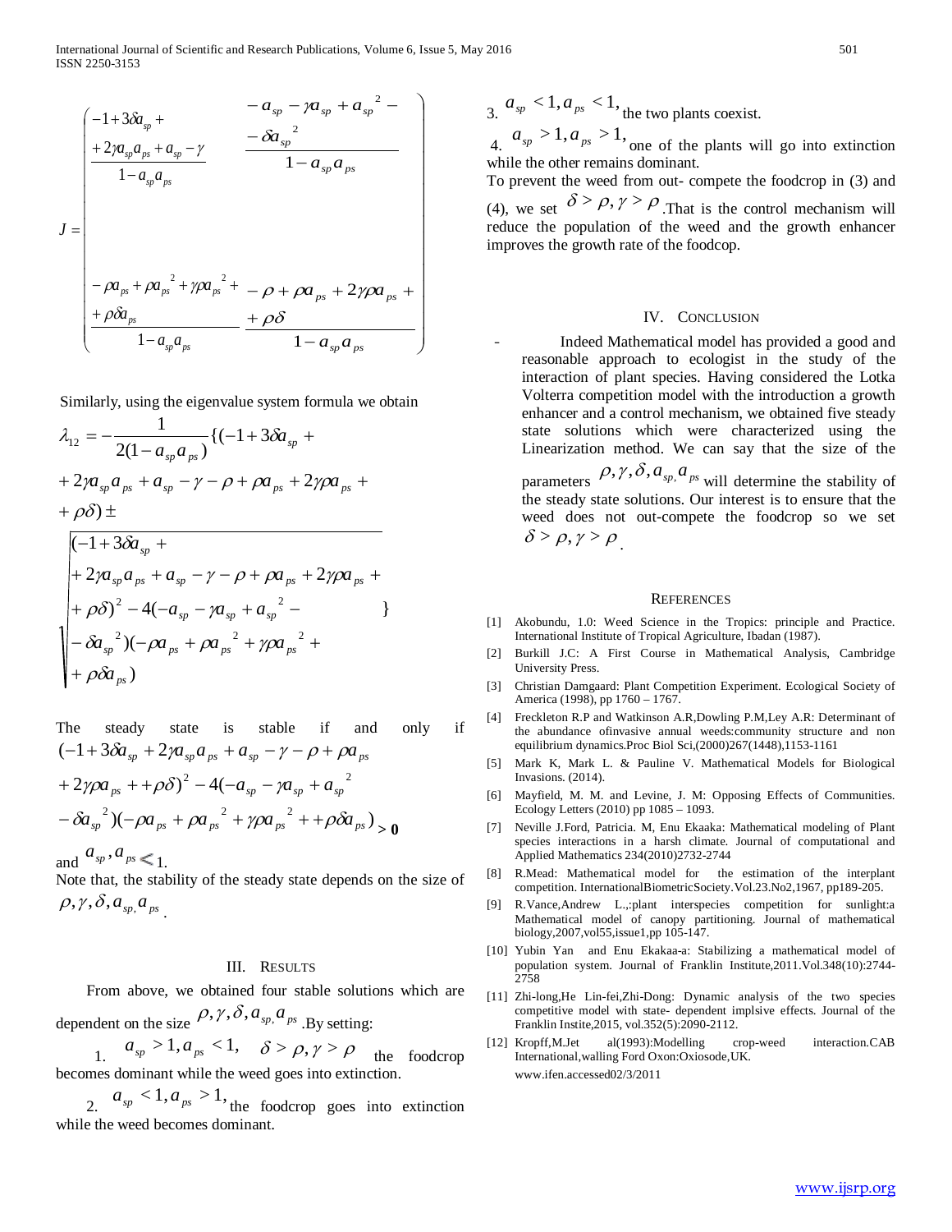$$J = \begin{pmatrix} \dfrac{-1+3\delta a_{sp} + 2\gamma a_{sp}a_{ps} + a_{sp} - \gamma}{1-a_{sp}a_{ps}} & \dfrac{-a_{sp} - \gamma a_{sp} + a_{sp}^{2} - \delta a_{sp}^{2}}{1-a_{sp}a_{ps}} \\ & \\ \dfrac{-\rho a_{ps} + \rho a_{ps}^{2} + \gamma\rho a_{ps}^{2} + \rho\delta a_{ps}}{1-a_{sp}a_{ps}} & \dfrac{-\rho + \rho a_{ps} + 2\gamma\rho a_{ps} + \rho\delta}{1-a_{sp}a_{ps}} \end{pmatrix}$$

Similarly, using the eigenvalue system formula we obtain

$$\lambda_{12} = -\frac{1}{2(1-a_{sp}a_{ps})}\{(-1+3\delta a_{sp} + 2\gamma a_{sp}a_{ps} + a_{sp} - \gamma - \rho + \rho a_{ps} + 2\gamma\rho a_{ps} + \rho\delta) \pm \sqrt{\begin{aligned}&(-1+3\delta a_{sp} + 2\gamma a_{sp}a_{ps} + a_{sp} - \gamma - \rho + \rho a_{ps} + 2\gamma\rho a_{ps} + \rho\delta)^{2} - 4(-a_{sp} - \gamma a_{sp} + a_{sp}^{2} -\\ &- \delta a_{sp}^{2})(-\rho a_{ps} + \rho a_{ps}^{2} + \gamma\rho a_{ps}^{2} + \rho\delta a_{ps})\end{aligned}}\}$$

The steady state is stable if and only if $(-1+3\delta a_{sp} + 2\gamma a_{sp}a_{ps} + a_{sp} - \gamma - \rho + \rho a_{ps} + 2\gamma\rho a_{ps} + +\rho\delta)^{2} - 4(-a_{sp} - \gamma a_{sp} + a_{sp}^{2} - \delta a_{sp}^{2})(-\rho a_{ps} + \rho a_{ps}^{2} + \gamma\rho a_{ps}^{2} + +\rho\delta a_{ps}) > \mathbf{0}$ and $a_{sp}, a_{ps} < 1$.

Note that, the stability of the steady state depends on the size of $\rho, \gamma, \delta, a_{sp,} a_{ps}$.

## III. Results

From above, we obtained four stable solutions which are dependent on the size $\rho, \gamma, \delta, a_{sp,} a_{ps}$. By setting:

1. $a_{sp} > 1, a_{ps} < 1, \quad \delta > \rho, \gamma > \rho$ the foodcrop becomes dominant while the weed goes into extinction.
2. $a_{sp} < 1, a_{ps} > 1,$ the foodcrop goes into extinction while the weed becomes dominant.
3. $a_{sp} < 1, a_{ps} < 1,$ the two plants coexist.
4. $a_{sp} > 1, a_{ps} > 1,$ one of the plants will go into extinction while the other remains dominant.

To prevent the weed from out- compete the foodcrop in (3) and (4), we set $\delta > \rho, \gamma > \rho$. That is the control mechanism will reduce the population of the weed and the growth enhancer improves the growth rate of the foodcop.

## IV. Conclusion

- Indeed Mathematical model has provided a good and reasonable approach to ecologist in the study of the interaction of plant species. Having considered the Lotka Volterra competition model with the introduction a growth enhancer and a control mechanism, we obtained five steady state solutions which were characterized using the Linearization method. We can say that the size of the parameters $\rho, \gamma, \delta, a_{sp,} a_{ps}$ will determine the stability of the steady state solutions. Our interest is to ensure that the weed does not out-compete the foodcrop so we set $\delta > \rho, \gamma > \rho$.

## References

[1] Akobundu, 1.0: Weed Science in the Tropics: principle and Practice. International Institute of Tropical Agriculture, Ibadan (1987).

[2] Burkill J.C: A First Course in Mathematical Analysis, Cambridge University Press.

[3] Christian Damgaard: Plant Competition Experiment. Ecological Society of America (1998), pp 1760 – 1767.

[4] Freckleton R.P and Watkinson A.R,Dowling P.M,Ley A.R: Determinant of the abundance ofinvasive annual weeds:community structure and non equilibrium dynamics.Proc Biol Sci,(2000)267(1448),1153-1161

[5] Mark K, Mark L. & Pauline V. Mathematical Models for Biological Invasions. (2014).

[6] Mayfield, M. M. and Levine, J. M: Opposing Effects of Communities. Ecology Letters (2010) pp 1085 – 1093.

[7] Neville J.Ford, Patricia. M, Enu Ekaaka: Mathematical modeling of Plant species interactions in a harsh climate. Journal of computational and Applied Mathematics 234(2010)2732-2744

[8] R.Mead: Mathematical model for the estimation of the interplant competition. InternationalBiometricSociety.Vol.23.No2,1967, pp189-205.

[9] R.Vance,Andrew L.,;plant interspecies competition for sunlight:a Mathematical model of canopy partitioning. Journal of mathematical biology,2007,vol55,issue1,pp 105-147.

[10] Yubin Yan and Enu Ekakaa-a: Stabilizing a mathematical model of population system. Journal of Franklin Institute,2011.Vol.348(10):2744-2758

[11] Zhi-long,He Lin-fei,Zhi-Dong: Dynamic analysis of the two species competitive model with state- dependent implsive effects. Journal of the Franklin Instite,2015, vol.352(5):2090-2112.

[12] Kropff,M.Jet al(1993):Modelling crop-weed interaction.CAB International,walling Ford Oxiosode,UK. www.ifen.accessed02/3/2011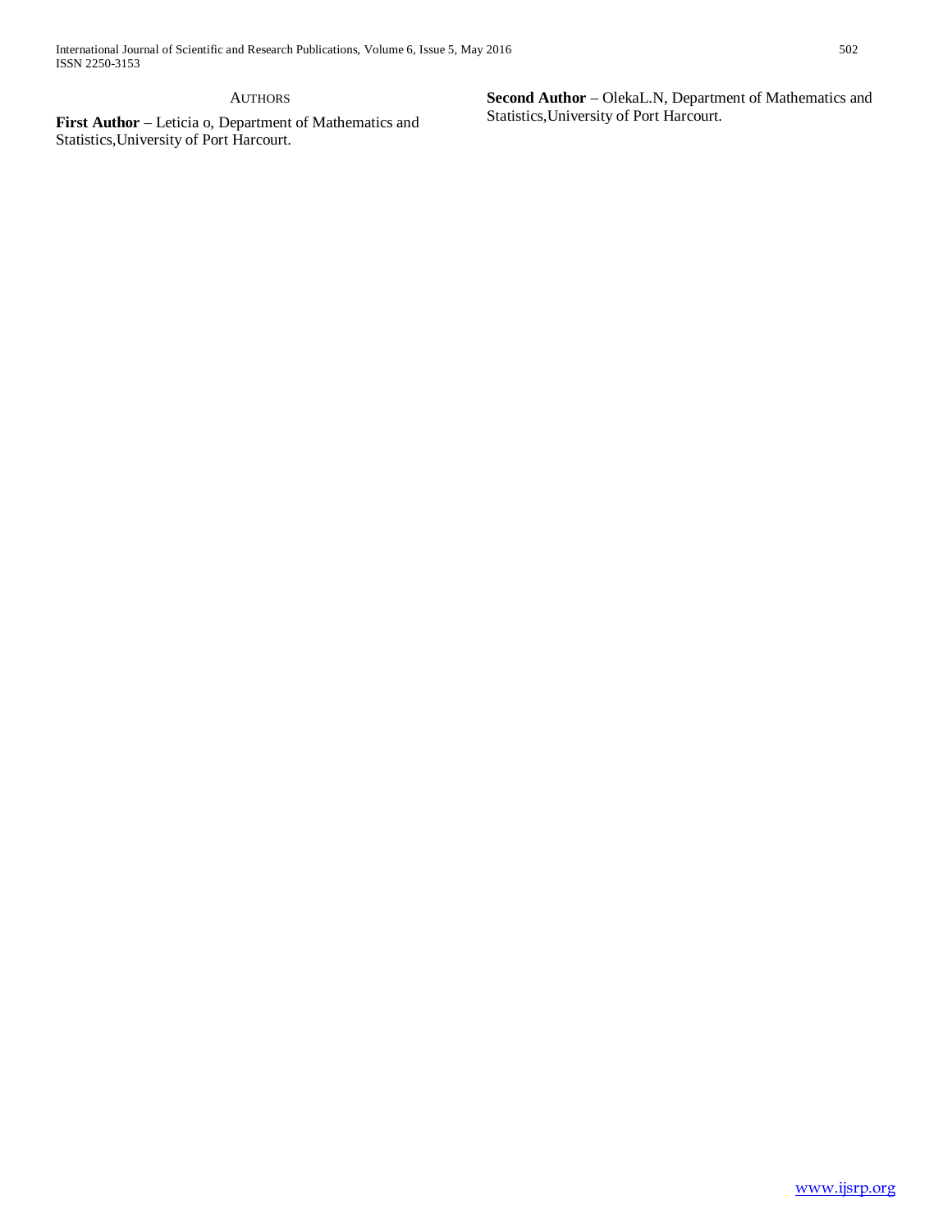### AUTHORS

**First Author** – Leticia o, Department of Mathematics and Statistics,University of Port Harcourt.

**Second Author** – OlekaL.N, Department of Mathematics and Statistics,University of Port Harcourt.